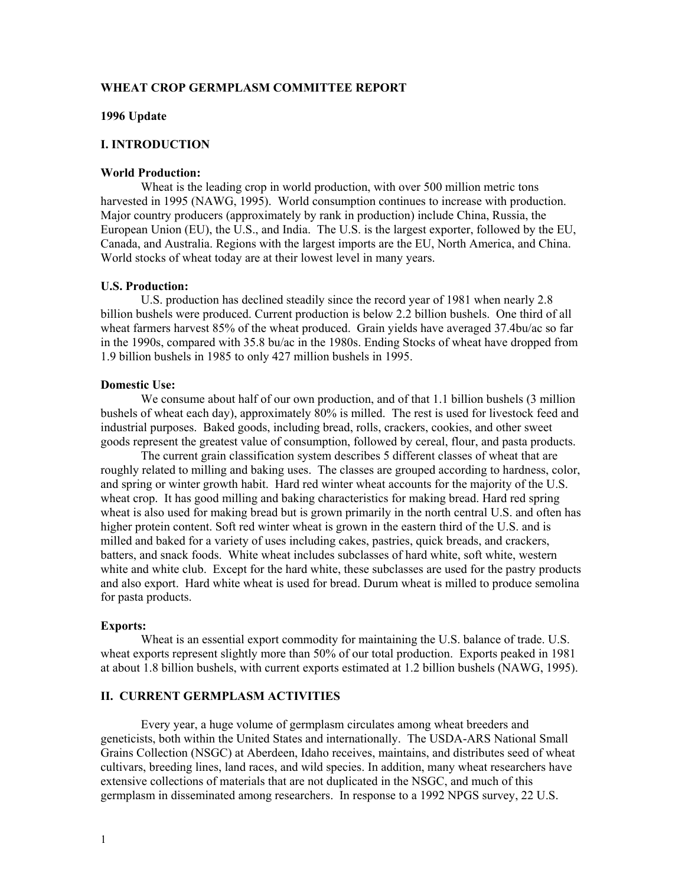# WHEAT CROP GERMPLASM COMMITTEE REPORT

**1996 Update**

## I. INTRODUCTION

### World Production:

Wheat is the leading crop in world production, with over 500 million metric tons harvested in 1995 (NAWG, 1995). World consumption continues to increase with production. Major country producers (approximately by rank in production) include China, Russia, the European Union (EU), the U.S., and India. The U.S. is the largest exporter, followed by the EU, Canada, and Australia. Regions with the largest imports are the EU, North America, and China. World stocks of wheat today are at their lowest level in many years.

### U.S. Production:

U.S. production has declined steadily since the record year of 1981 when nearly 2.8 billion bushels were produced. Current production is below 2.2 billion bushels. One third of all wheat farmers harvest 85% of the wheat produced. Grain yields have averaged 37.4bu/ac so far in the 1990s, compared with 35.8 bu/ac in the 1980s. Ending Stocks of wheat have dropped from 1.9 billion bushels in 1985 to only 427 million bushels in 1995.

### Domestic Use:

We consume about half of our own production, and of that 1.1 billion bushels (3 million bushels of wheat each day), approximately 80% is milled. The rest is used for livestock feed and industrial purposes. Baked goods, including bread, rolls, crackers, cookies, and other sweet goods represent the greatest value of consumption, followed by cereal, flour, and pasta products.

The current grain classification system describes 5 different classes of wheat that are roughly related to milling and baking uses. The classes are grouped according to hardness, color, and spring or winter growth habit. Hard red winter wheat accounts for the majority of the U.S. wheat crop. It has good milling and baking characteristics for making bread. Hard red spring wheat is also used for making bread but is grown primarily in the north central U.S. and often has higher protein content. Soft red winter wheat is grown in the eastern third of the U.S. and is milled and baked for a variety of uses including cakes, pastries, quick breads, and crackers, batters, and snack foods. White wheat includes subclasses of hard white, soft white, western white and white club. Except for the hard white, these subclasses are used for the pastry products and also export. Hard white wheat is used for bread. Durum wheat is milled to produce semolina for pasta products.

### Exports:

Wheat is an essential export commodity for maintaining the U.S. balance of trade. U.S. wheat exports represent slightly more than 50% of our total production. Exports peaked in 1981 at about 1.8 billion bushels, with current exports estimated at 1.2 billion bushels (NAWG, 1995).

## II. CURRENT GERMPLASM ACTIVITIES

Every year, a huge volume of germplasm circulates among wheat breeders and geneticists, both within the United States and internationally. The USDA-ARS National Small Grains Collection (NSGC) at Aberdeen, Idaho receives, maintains, and distributes seed of wheat cultivars, breeding lines, land races, and wild species. In addition, many wheat researchers have extensive collections of materials that are not duplicated in the NSGC, and much of this germplasm in disseminated among researchers. In response to a 1992 NPGS survey, 22 U.S.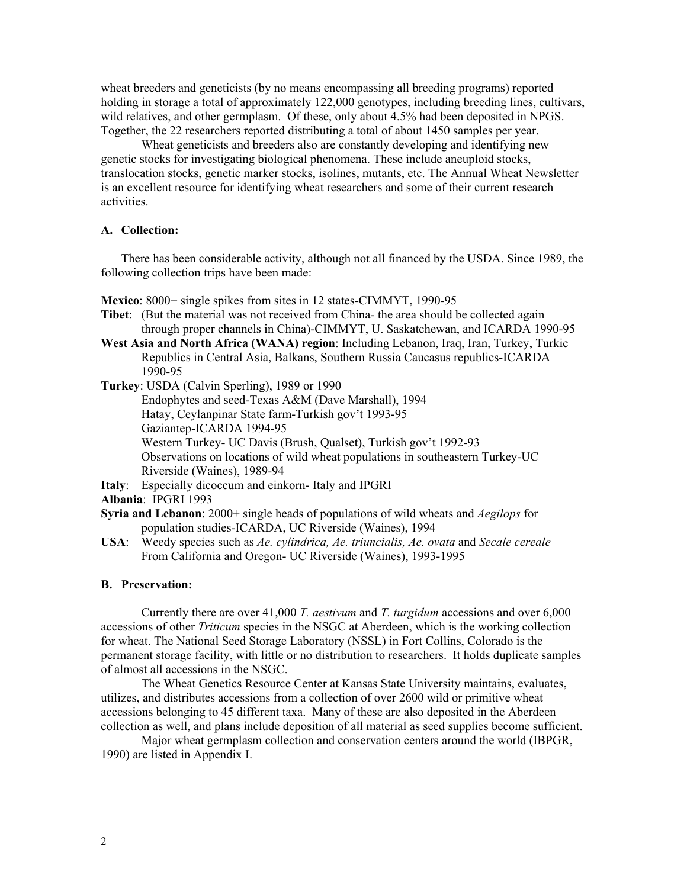wheat breeders and geneticists (by no means encompassing all breeding programs) reported holding in storage a total of approximately 122,000 genotypes, including breeding lines, cultivars, wild relatives, and other germplasm. Of these, only about 4.5% had been deposited in NPGS. Together, the 22 researchers reported distributing a total of about 1450 samples per year.

Wheat geneticists and breeders also are constantly developing and identifying new genetic stocks for investigating biological phenomena. These include aneuploid stocks, translocation stocks, genetic marker stocks, isolines, mutants, etc. The Annual Wheat Newsletter is an excellent resource for identifying wheat researchers and some of their current research activities.

### A. Collection:

There has been considerable activity, although not all financed by the USDA. Since 1989, the following collection trips have been made:

**Mexico**: 8000+ single spikes from sites in 12 states-CIMMYT, 1990-95

**Tibet**: (But the material was not received from China- the area should be collected again through proper channels in China)-CIMMYT, U. Saskatchewan, and ICARDA 1990-95

**West Asia and North Africa (WANA) region**: Including Lebanon, Iraq, Iran, Turkey, Turkic Republics in Central Asia, Balkans, Southern Russia Caucasus republics-ICARDA 1990-95

**Turkey**: USDA (Calvin Sperling), 1989 or 1990
Endophytes and seed-Texas A&M (Dave Marshall), 1994
Hatay, Ceylanpinar State farm-Turkish gov't 1993-95
Gaziantep-ICARDA 1994-95
Western Turkey- UC Davis (Brush, Qualset), Turkish gov't 1992-93
Observations on locations of wild wheat populations in southeastern Turkey-UC Riverside (Waines), 1989-94

**Italy**: Especially dicoccum and einkorn- Italy and IPGRI

**Albania**: IPGRI 1993

**Syria and Lebanon**: 2000+ single heads of populations of wild wheats and *Aegilops* for population studies-ICARDA, UC Riverside (Waines), 1994

**USA**: Weedy species such as *Ae. cylindrica, Ae. triuncialis, Ae. ovata* and *Secale cereale* From California and Oregon- UC Riverside (Waines), 1993-1995

### B. Preservation:

Currently there are over 41,000 *T. aestivum* and *T. turgidum* accessions and over 6,000 accessions of other *Triticum* species in the NSGC at Aberdeen, which is the working collection for wheat. The National Seed Storage Laboratory (NSSL) in Fort Collins, Colorado is the permanent storage facility, with little or no distribution to researchers. It holds duplicate samples of almost all accessions in the NSGC.

The Wheat Genetics Resource Center at Kansas State University maintains, evaluates, utilizes, and distributes accessions from a collection of over 2600 wild or primitive wheat accessions belonging to 45 different taxa. Many of these are also deposited in the Aberdeen collection as well, and plans include deposition of all material as seed supplies become sufficient.

Major wheat germplasm collection and conservation centers around the world (IBPGR, 1990) are listed in Appendix I.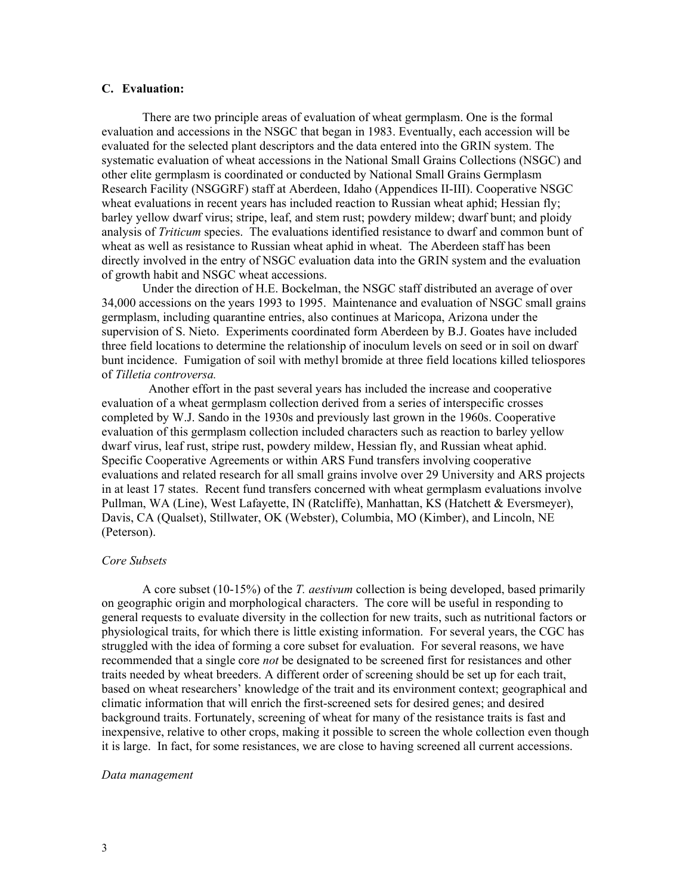## C. Evaluation:

There are two principle areas of evaluation of wheat germplasm. One is the formal evaluation and accessions in the NSGC that began in 1983. Eventually, each accession will be evaluated for the selected plant descriptors and the data entered into the GRIN system. The systematic evaluation of wheat accessions in the National Small Grains Collections (NSGC) and other elite germplasm is coordinated or conducted by National Small Grains Germplasm Research Facility (NSGGRF) staff at Aberdeen, Idaho (Appendices II-III). Cooperative NSGC wheat evaluations in recent years has included reaction to Russian wheat aphid; Hessian fly; barley yellow dwarf virus; stripe, leaf, and stem rust; powdery mildew; dwarf bunt; and ploidy analysis of *Triticum* species. The evaluations identified resistance to dwarf and common bunt of wheat as well as resistance to Russian wheat aphid in wheat. The Aberdeen staff has been directly involved in the entry of NSGC evaluation data into the GRIN system and the evaluation of growth habit and NSGC wheat accessions.

Under the direction of H.E. Bockelman, the NSGC staff distributed an average of over 34,000 accessions on the years 1993 to 1995. Maintenance and evaluation of NSGC small grains germplasm, including quarantine entries, also continues at Maricopa, Arizona under the supervision of S. Nieto. Experiments coordinated form Aberdeen by B.J. Goates have included three field locations to determine the relationship of inoculum levels on seed or in soil on dwarf bunt incidence. Fumigation of soil with methyl bromide at three field locations killed teliospores of *Tilletia controversa.*

Another effort in the past several years has included the increase and cooperative evaluation of a wheat germplasm collection derived from a series of interspecific crosses completed by W.J. Sando in the 1930s and previously last grown in the 1960s. Cooperative evaluation of this germplasm collection included characters such as reaction to barley yellow dwarf virus, leaf rust, stripe rust, powdery mildew, Hessian fly, and Russian wheat aphid. Specific Cooperative Agreements or within ARS Fund transfers involving cooperative evaluations and related research for all small grains involve over 29 University and ARS projects in at least 17 states. Recent fund transfers concerned with wheat germplasm evaluations involve Pullman, WA (Line), West Lafayette, IN (Ratcliffe), Manhattan, KS (Hatchett & Eversmeyer), Davis, CA (Qualset), Stillwater, OK (Webster), Columbia, MO (Kimber), and Lincoln, NE (Peterson).

*Core Subsets*

A core subset (10-15%) of the *T. aestivum* collection is being developed, based primarily on geographic origin and morphological characters. The core will be useful in responding to general requests to evaluate diversity in the collection for new traits, such as nutritional factors or physiological traits, for which there is little existing information. For several years, the CGC has struggled with the idea of forming a core subset for evaluation. For several reasons, we have recommended that a single core *not* be designated to be screened first for resistances and other traits needed by wheat breeders. A different order of screening should be set up for each trait, based on wheat researchers' knowledge of the trait and its environment context; geographical and climatic information that will enrich the first-screened sets for desired genes; and desired background traits. Fortunately, screening of wheat for many of the resistance traits is fast and inexpensive, relative to other crops, making it possible to screen the whole collection even though it is large. In fact, for some resistances, we are close to having screened all current accessions.

*Data management*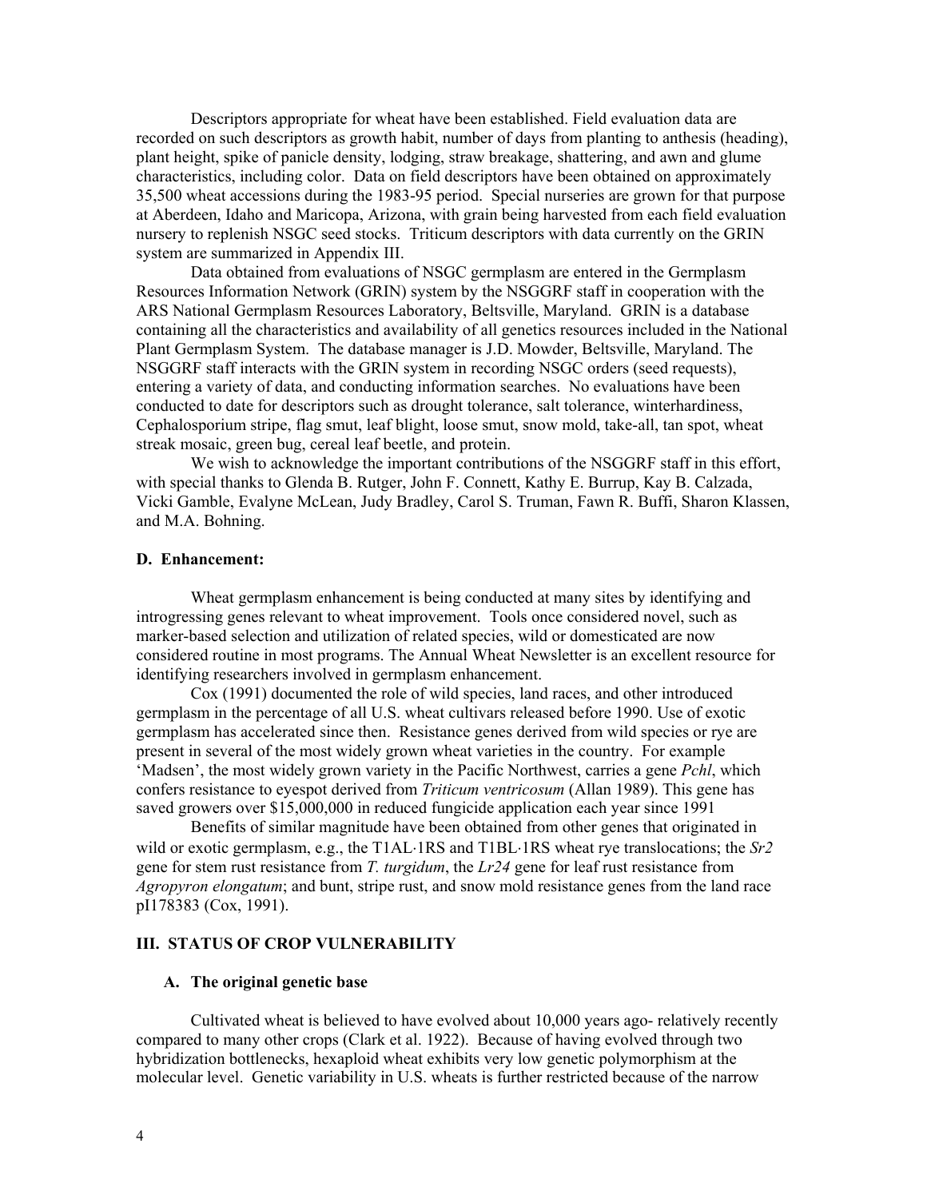Descriptors appropriate for wheat have been established. Field evaluation data are recorded on such descriptors as growth habit, number of days from planting to anthesis (heading), plant height, spike of panicle density, lodging, straw breakage, shattering, and awn and glume characteristics, including color. Data on field descriptors have been obtained on approximately 35,500 wheat accessions during the 1983-95 period. Special nurseries are grown for that purpose at Aberdeen, Idaho and Maricopa, Arizona, with grain being harvested from each field evaluation nursery to replenish NSGC seed stocks. Triticum descriptors with data currently on the GRIN system are summarized in Appendix III.

Data obtained from evaluations of NSGC germplasm are entered in the Germplasm Resources Information Network (GRIN) system by the NSGGRF staff in cooperation with the ARS National Germplasm Resources Laboratory, Beltsville, Maryland. GRIN is a database containing all the characteristics and availability of all genetics resources included in the National Plant Germplasm System. The database manager is J.D. Mowder, Beltsville, Maryland. The NSGGRF staff interacts with the GRIN system in recording NSGC orders (seed requests), entering a variety of data, and conducting information searches. No evaluations have been conducted to date for descriptors such as drought tolerance, salt tolerance, winterhardiness, Cephalosporium stripe, flag smut, leaf blight, loose smut, snow mold, take-all, tan spot, wheat streak mosaic, green bug, cereal leaf beetle, and protein.

We wish to acknowledge the important contributions of the NSGGRF staff in this effort, with special thanks to Glenda B. Rutger, John F. Connett, Kathy E. Burrup, Kay B. Calzada, Vicki Gamble, Evalyne McLean, Judy Bradley, Carol S. Truman, Fawn R. Buffi, Sharon Klassen, and M.A. Bohning.

### D. Enhancement:

Wheat germplasm enhancement is being conducted at many sites by identifying and introgressing genes relevant to wheat improvement. Tools once considered novel, such as marker-based selection and utilization of related species, wild or domesticated are now considered routine in most programs. The Annual Wheat Newsletter is an excellent resource for identifying researchers involved in germplasm enhancement.

Cox (1991) documented the role of wild species, land races, and other introduced germplasm in the percentage of all U.S. wheat cultivars released before 1990. Use of exotic germplasm has accelerated since then. Resistance genes derived from wild species or rye are present in several of the most widely grown wheat varieties in the country. For example 'Madsen', the most widely grown variety in the Pacific Northwest, carries a gene *Pchl*, which confers resistance to eyespot derived from *Triticum ventricosum* (Allan 1989). This gene has saved growers over $15,000,000 in reduced fungicide application each year since 1991

Benefits of similar magnitude have been obtained from other genes that originated in wild or exotic germplasm, e.g., the T1AL·1RS and T1BL·1RS wheat rye translocations; the *Sr2* gene for stem rust resistance from *T. turgidum*, the *Lr24* gene for leaf rust resistance from *Agropyron elongatum*; and bunt, stripe rust, and snow mold resistance genes from the land race pI178383 (Cox, 1991).

## III. STATUS OF CROP VULNERABILITY

### A. The original genetic base

Cultivated wheat is believed to have evolved about 10,000 years ago- relatively recently compared to many other crops (Clark et al. 1922). Because of having evolved through two hybridization bottlenecks, hexaploid wheat exhibits very low genetic polymorphism at the molecular level. Genetic variability in U.S. wheats is further restricted because of the narrow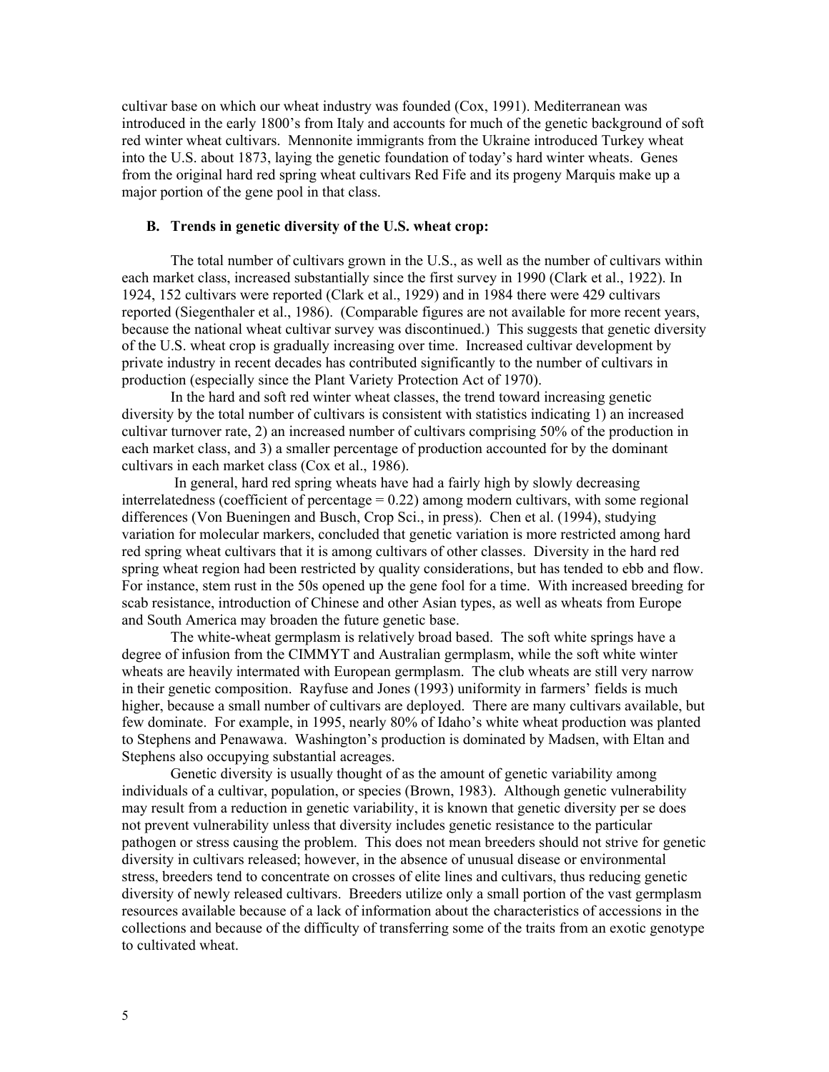cultivar base on which our wheat industry was founded (Cox, 1991). Mediterranean was introduced in the early 1800's from Italy and accounts for much of the genetic background of soft red winter wheat cultivars. Mennonite immigrants from the Ukraine introduced Turkey wheat into the U.S. about 1873, laying the genetic foundation of today's hard winter wheats. Genes from the original hard red spring wheat cultivars Red Fife and its progeny Marquis make up a major portion of the gene pool in that class.

### B. Trends in genetic diversity of the U.S. wheat crop:

The total number of cultivars grown in the U.S., as well as the number of cultivars within each market class, increased substantially since the first survey in 1990 (Clark et al., 1922). In 1924, 152 cultivars were reported (Clark et al., 1929) and in 1984 there were 429 cultivars reported (Siegenthaler et al., 1986). (Comparable figures are not available for more recent years, because the national wheat cultivar survey was discontinued.) This suggests that genetic diversity of the U.S. wheat crop is gradually increasing over time. Increased cultivar development by private industry in recent decades has contributed significantly to the number of cultivars in production (especially since the Plant Variety Protection Act of 1970).

In the hard and soft red winter wheat classes, the trend toward increasing genetic diversity by the total number of cultivars is consistent with statistics indicating 1) an increased cultivar turnover rate, 2) an increased number of cultivars comprising 50% of the production in each market class, and 3) a smaller percentage of production accounted for by the dominant cultivars in each market class (Cox et al., 1986).

In general, hard red spring wheats have had a fairly high by slowly decreasing interrelatedness (coefficient of percentage = 0.22) among modern cultivars, with some regional differences (Von Bueningen and Busch, Crop Sci., in press). Chen et al. (1994), studying variation for molecular markers, concluded that genetic variation is more restricted among hard red spring wheat cultivars that it is among cultivars of other classes. Diversity in the hard red spring wheat region had been restricted by quality considerations, but has tended to ebb and flow. For instance, stem rust in the 50s opened up the gene fool for a time. With increased breeding for scab resistance, introduction of Chinese and other Asian types, as well as wheats from Europe and South America may broaden the future genetic base.

The white-wheat germplasm is relatively broad based. The soft white springs have a degree of infusion from the CIMMYT and Australian germplasm, while the soft white winter wheats are heavily intermated with European germplasm. The club wheats are still very narrow in their genetic composition. Rayfuse and Jones (1993) uniformity in farmers' fields is much higher, because a small number of cultivars are deployed. There are many cultivars available, but few dominate. For example, in 1995, nearly 80% of Idaho's white wheat production was planted to Stephens and Penawawa. Washington's production is dominated by Madsen, with Eltan and Stephens also occupying substantial acreages.

Genetic diversity is usually thought of as the amount of genetic variability among individuals of a cultivar, population, or species (Brown, 1983). Although genetic vulnerability may result from a reduction in genetic variability, it is known that genetic diversity per se does not prevent vulnerability unless that diversity includes genetic resistance to the particular pathogen or stress causing the problem. This does not mean breeders should not strive for genetic diversity in cultivars released; however, in the absence of unusual disease or environmental stress, breeders tend to concentrate on crosses of elite lines and cultivars, thus reducing genetic diversity of newly released cultivars. Breeders utilize only a small portion of the vast germplasm resources available because of a lack of information about the characteristics of accessions in the collections and because of the difficulty of transferring some of the traits from an exotic genotype to cultivated wheat.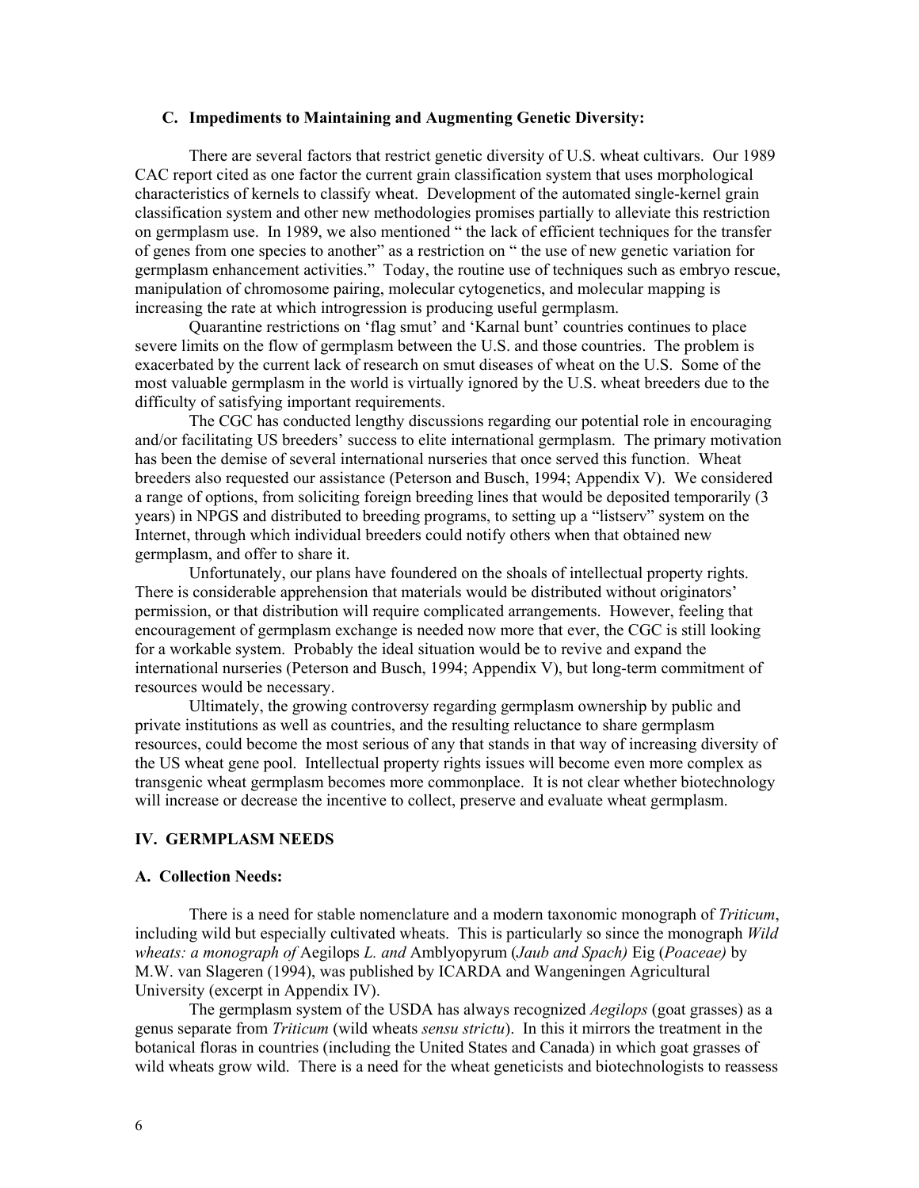### C. Impediments to Maintaining and Augmenting Genetic Diversity:

There are several factors that restrict genetic diversity of U.S. wheat cultivars. Our 1989 CAC report cited as one factor the current grain classification system that uses morphological characteristics of kernels to classify wheat. Development of the automated single-kernel grain classification system and other new methodologies promises partially to alleviate this restriction on germplasm use. In 1989, we also mentioned " the lack of efficient techniques for the transfer of genes from one species to another" as a restriction on " the use of new genetic variation for germplasm enhancement activities." Today, the routine use of techniques such as embryo rescue, manipulation of chromosome pairing, molecular cytogenetics, and molecular mapping is increasing the rate at which introgression is producing useful germplasm.

Quarantine restrictions on 'flag smut' and 'Karnal bunt' countries continues to place severe limits on the flow of germplasm between the U.S. and those countries. The problem is exacerbated by the current lack of research on smut diseases of wheat on the U.S. Some of the most valuable germplasm in the world is virtually ignored by the U.S. wheat breeders due to the difficulty of satisfying important requirements.

The CGC has conducted lengthy discussions regarding our potential role in encouraging and/or facilitating US breeders' success to elite international germplasm. The primary motivation has been the demise of several international nurseries that once served this function. Wheat breeders also requested our assistance (Peterson and Busch, 1994; Appendix V). We considered a range of options, from soliciting foreign breeding lines that would be deposited temporarily (3 years) in NPGS and distributed to breeding programs, to setting up a "listserv" system on the Internet, through which individual breeders could notify others when that obtained new germplasm, and offer to share it.

Unfortunately, our plans have foundered on the shoals of intellectual property rights. There is considerable apprehension that materials would be distributed without originators' permission, or that distribution will require complicated arrangements. However, feeling that encouragement of germplasm exchange is needed now more that ever, the CGC is still looking for a workable system. Probably the ideal situation would be to revive and expand the international nurseries (Peterson and Busch, 1994; Appendix V), but long-term commitment of resources would be necessary.

Ultimately, the growing controversy regarding germplasm ownership by public and private institutions as well as countries, and the resulting reluctance to share germplasm resources, could become the most serious of any that stands in that way of increasing diversity of the US wheat gene pool. Intellectual property rights issues will become even more complex as transgenic wheat germplasm becomes more commonplace. It is not clear whether biotechnology will increase or decrease the incentive to collect, preserve and evaluate wheat germplasm.

## IV. GERMPLASM NEEDS

### A. Collection Needs:

There is a need for stable nomenclature and a modern taxonomic monograph of *Triticum*, including wild but especially cultivated wheats. This is particularly so since the monograph *Wild wheats: a monograph of* Aegilops *L. and* Amblyopyrum *(Jaub and Spach)* Eig (*Poaceae)* by M.W. van Slageren (1994), was published by ICARDA and Wangeningen Agricultural University (excerpt in Appendix IV).

The germplasm system of the USDA has always recognized *Aegilops* (goat grasses) as a genus separate from *Triticum* (wild wheats *sensu strictu*). In this it mirrors the treatment in the botanical floras in countries (including the United States and Canada) in which goat grasses of wild wheats grow wild. There is a need for the wheat geneticists and biotechnologists to reassess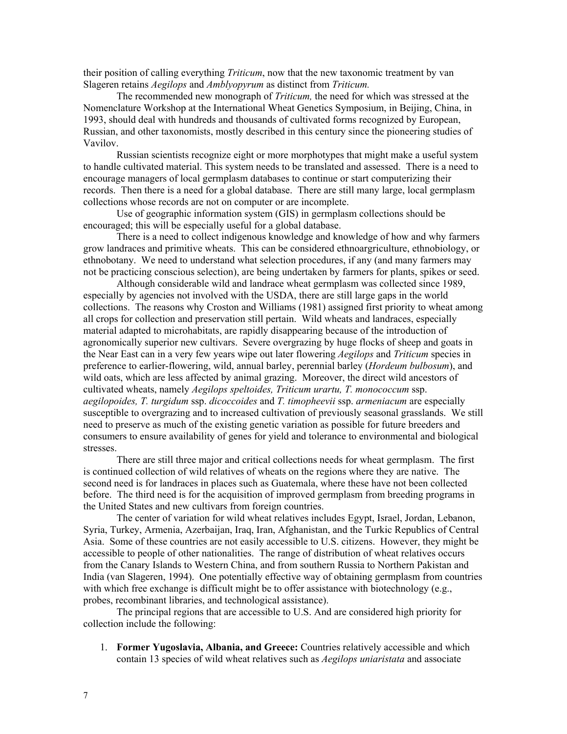their position of calling everything *Triticum*, now that the new taxonomic treatment by van Slageren retains *Aegilops* and *Amblyopyrum* as distinct from *Triticum.*

The recommended new monograph of *Triticum,* the need for which was stressed at the Nomenclature Workshop at the International Wheat Genetics Symposium, in Beijing, China, in 1993, should deal with hundreds and thousands of cultivated forms recognized by European, Russian, and other taxonomists, mostly described in this century since the pioneering studies of Vavilov.

Russian scientists recognize eight or more morphotypes that might make a useful system to handle cultivated material. This system needs to be translated and assessed. There is a need to encourage managers of local germplasm databases to continue or start computerizing their records. Then there is a need for a global database. There are still many large, local germplasm collections whose records are not on computer or are incomplete.

Use of geographic information system (GIS) in germplasm collections should be encouraged; this will be especially useful for a global database.

There is a need to collect indigenous knowledge and knowledge of how and why farmers grow landraces and primitive wheats. This can be considered ethnoargriculture, ethnobiology, or ethnobotany. We need to understand what selection procedures, if any (and many farmers may not be practicing conscious selection), are being undertaken by farmers for plants, spikes or seed.

Although considerable wild and landrace wheat germplasm was collected since 1989, especially by agencies not involved with the USDA, there are still large gaps in the world collections. The reasons why Croston and Williams (1981) assigned first priority to wheat among all crops for collection and preservation still pertain. Wild wheats and landraces, especially material adapted to microhabitats, are rapidly disappearing because of the introduction of agronomically superior new cultivars. Severe overgrazing by huge flocks of sheep and goats in the Near East can in a very few years wipe out later flowering *Aegilops* and *Triticum* species in preference to earlier-flowering, wild, annual barley, perennial barley (*Hordeum bulbosum*), and wild oats, which are less affected by animal grazing. Moreover, the direct wild ancestors of cultivated wheats, namely *Aegilops speltoides, Triticum urartu, T. monococcum* ssp. *aegilopoides, T. turgidum* ssp. *dicoccoides* and *T. timopheevii* ssp. *armeniacum* are especially susceptible to overgrazing and to increased cultivation of previously seasonal grasslands. We still need to preserve as much of the existing genetic variation as possible for future breeders and consumers to ensure availability of genes for yield and tolerance to environmental and biological stresses.

There are still three major and critical collections needs for wheat germplasm. The first is continued collection of wild relatives of wheats on the regions where they are native. The second need is for landraces in places such as Guatemala, where these have not been collected before. The third need is for the acquisition of improved germplasm from breeding programs in the United States and new cultivars from foreign countries.

The center of variation for wild wheat relatives includes Egypt, Israel, Jordan, Lebanon, Syria, Turkey, Armenia, Azerbaijan, Iraq, Iran, Afghanistan, and the Turkic Republics of Central Asia. Some of these countries are not easily accessible to U.S. citizens. However, they might be accessible to people of other nationalities. The range of distribution of wheat relatives occurs from the Canary Islands to Western China, and from southern Russia to Northern Pakistan and India (van Slageren, 1994). One potentially effective way of obtaining germplasm from countries with which free exchange is difficult might be to offer assistance with biotechnology (e.g., probes, recombinant libraries, and technological assistance).

The principal regions that are accessible to U.S. And are considered high priority for collection include the following:

1. **Former Yugoslavia, Albania, and Greece:** Countries relatively accessible and which contain 13 species of wild wheat relatives such as *Aegilops uniaristata* and associate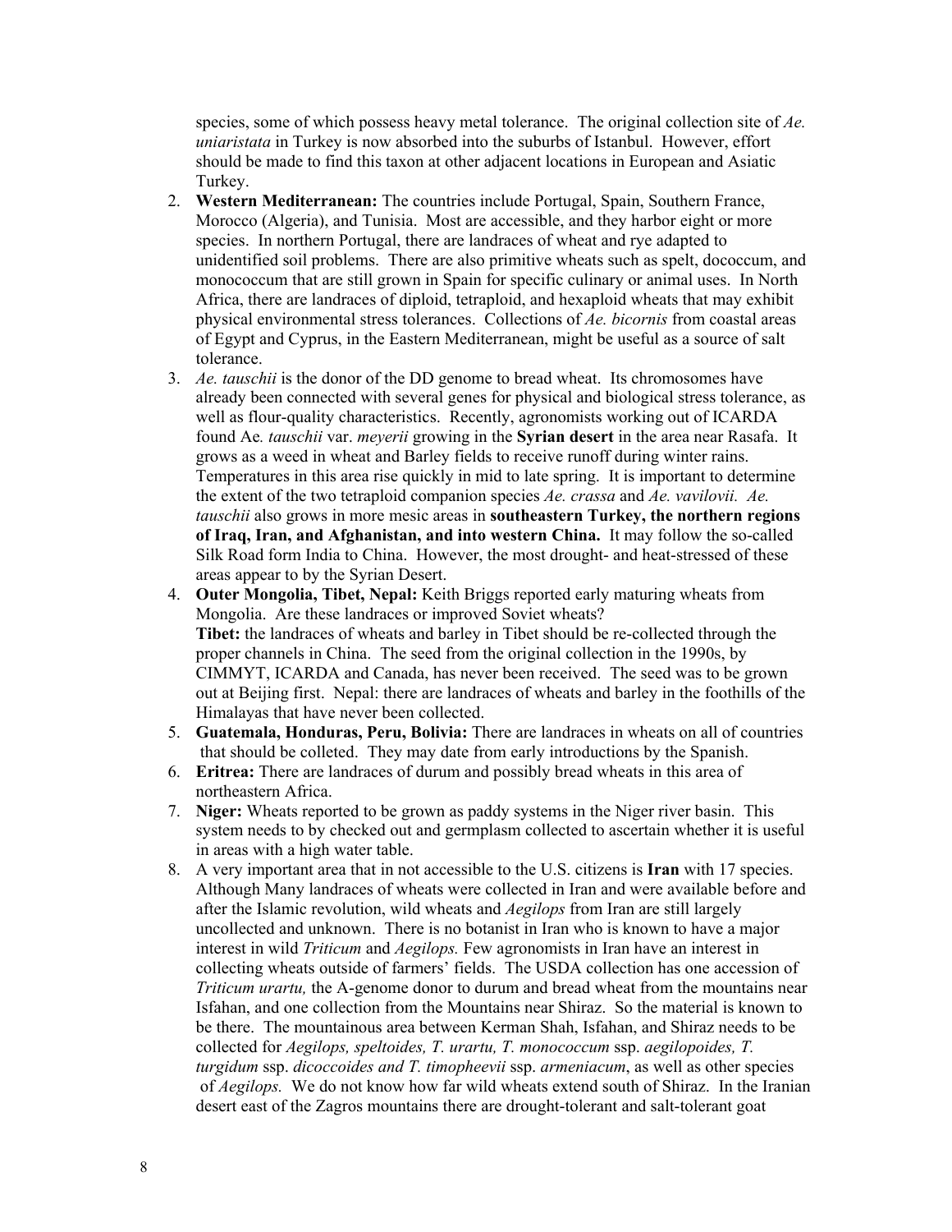species, some of which possess heavy metal tolerance. The original collection site of *Ae. uniaristata* in Turkey is now absorbed into the suburbs of Istanbul. However, effort should be made to find this taxon at other adjacent locations in European and Asiatic Turkey.

2. **Western Mediterranean:** The countries include Portugal, Spain, Southern France, Morocco (Algeria), and Tunisia. Most are accessible, and they harbor eight or more species. In northern Portugal, there are landraces of wheat and rye adapted to unidentified soil problems. There are also primitive wheats such as spelt, dococcum, and monococcum that are still grown in Spain for specific culinary or animal uses. In North Africa, there are landraces of diploid, tetraploid, and hexaploid wheats that may exhibit physical environmental stress tolerances. Collections of *Ae. bicornis* from coastal areas of Egypt and Cyprus, in the Eastern Mediterranean, might be useful as a source of salt tolerance.
3. *Ae. tauschii* is the donor of the DD genome to bread wheat. Its chromosomes have already been connected with several genes for physical and biological stress tolerance, as well as flour-quality characteristics. Recently, agronomists working out of ICARDA found Ae*. tauschii* var. *meyerii* growing in the **Syrian desert** in the area near Rasafa. It grows as a weed in wheat and Barley fields to receive runoff during winter rains. Temperatures in this area rise quickly in mid to late spring. It is important to determine the extent of the two tetraploid companion species *Ae. crassa* and *Ae. vavilovii. Ae. tauschii* also grows in more mesic areas in **southeastern Turkey, the northern regions of Iraq, Iran, and Afghanistan, and into western China.** It may follow the so-called Silk Road form India to China. However, the most drought- and heat-stressed of these areas appear to by the Syrian Desert.
4. **Outer Mongolia, Tibet, Nepal:** Keith Briggs reported early maturing wheats from Mongolia. Are these landraces or improved Soviet wheats?
   **Tibet:** the landraces of wheats and barley in Tibet should be re-collected through the proper channels in China. The seed from the original collection in the 1990s, by CIMMYT, ICARDA and Canada, has never been received. The seed was to be grown out at Beijing first. Nepal: there are landraces of wheats and barley in the foothills of the Himalayas that have never been collected.
5. **Guatemala, Honduras, Peru, Bolivia:** There are landraces in wheats on all of countries that should be colleted. They may date from early introductions by the Spanish.
6. **Eritrea:** There are landraces of durum and possibly bread wheats in this area of northeastern Africa.
7. **Niger:** Wheats reported to be grown as paddy systems in the Niger river basin. This system needs to by checked out and germplasm collected to ascertain whether it is useful in areas with a high water table.
8. A very important area that in not accessible to the U.S. citizens is **Iran** with 17 species. Although Many landraces of wheats were collected in Iran and were available before and after the Islamic revolution, wild wheats and *Aegilops* from Iran are still largely uncollected and unknown. There is no botanist in Iran who is known to have a major interest in wild *Triticum* and *Aegilops.* Few agronomists in Iran have an interest in collecting wheats outside of farmers' fields. The USDA collection has one accession of *Triticum urartu,* the A-genome donor to durum and bread wheat from the mountains near Isfahan, and one collection from the Mountains near Shiraz. So the material is known to be there. The mountainous area between Kerman Shah, Isfahan, and Shiraz needs to be collected for *Aegilops, speltoides, T. urartu, T. monococcum* ssp. *aegilopoides, T. turgidum* ssp. *dicoccoides and T. timopheevii* ssp. *armeniacum*, as well as other species of *Aegilops.* We do not know how far wild wheats extend south of Shiraz. In the Iranian desert east of the Zagros mountains there are drought-tolerant and salt-tolerant goat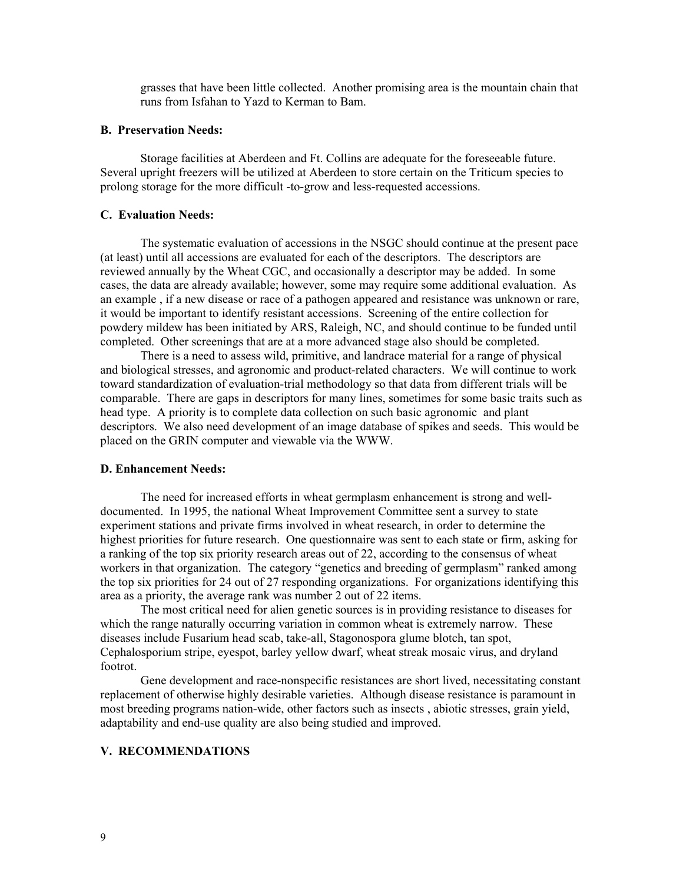grasses that have been little collected. Another promising area is the mountain chain that runs from Isfahan to Yazd to Kerman to Bam.

### B. Preservation Needs:

Storage facilities at Aberdeen and Ft. Collins are adequate for the foreseeable future. Several upright freezers will be utilized at Aberdeen to store certain on the Triticum species to prolong storage for the more difficult -to-grow and less-requested accessions.

### C. Evaluation Needs:

The systematic evaluation of accessions in the NSGC should continue at the present pace (at least) until all accessions are evaluated for each of the descriptors. The descriptors are reviewed annually by the Wheat CGC, and occasionally a descriptor may be added. In some cases, the data are already available; however, some may require some additional evaluation. As an example , if a new disease or race of a pathogen appeared and resistance was unknown or rare, it would be important to identify resistant accessions. Screening of the entire collection for powdery mildew has been initiated by ARS, Raleigh, NC, and should continue to be funded until completed. Other screenings that are at a more advanced stage also should be completed.

There is a need to assess wild, primitive, and landrace material for a range of physical and biological stresses, and agronomic and product-related characters. We will continue to work toward standardization of evaluation-trial methodology so that data from different trials will be comparable. There are gaps in descriptors for many lines, sometimes for some basic traits such as head type. A priority is to complete data collection on such basic agronomic and plant descriptors. We also need development of an image database of spikes and seeds. This would be placed on the GRIN computer and viewable via the WWW.

### D. Enhancement Needs:

The need for increased efforts in wheat germplasm enhancement is strong and well-documented. In 1995, the national Wheat Improvement Committee sent a survey to state experiment stations and private firms involved in wheat research, in order to determine the highest priorities for future research. One questionnaire was sent to each state or firm, asking for a ranking of the top six priority research areas out of 22, according to the consensus of wheat workers in that organization. The category "genetics and breeding of germplasm" ranked among the top six priorities for 24 out of 27 responding organizations. For organizations identifying this area as a priority, the average rank was number 2 out of 22 items.

The most critical need for alien genetic sources is in providing resistance to diseases for which the range naturally occurring variation in common wheat is extremely narrow. These diseases include Fusarium head scab, take-all, Stagonospora glume blotch, tan spot, Cephalosporium stripe, eyespot, barley yellow dwarf, wheat streak mosaic virus, and dryland footrot.

Gene development and race-nonspecific resistances are short lived, necessitating constant replacement of otherwise highly desirable varieties. Although disease resistance is paramount in most breeding programs nation-wide, other factors such as insects , abiotic stresses, grain yield, adaptability and end-use quality are also being studied and improved.

## V. RECOMMENDATIONS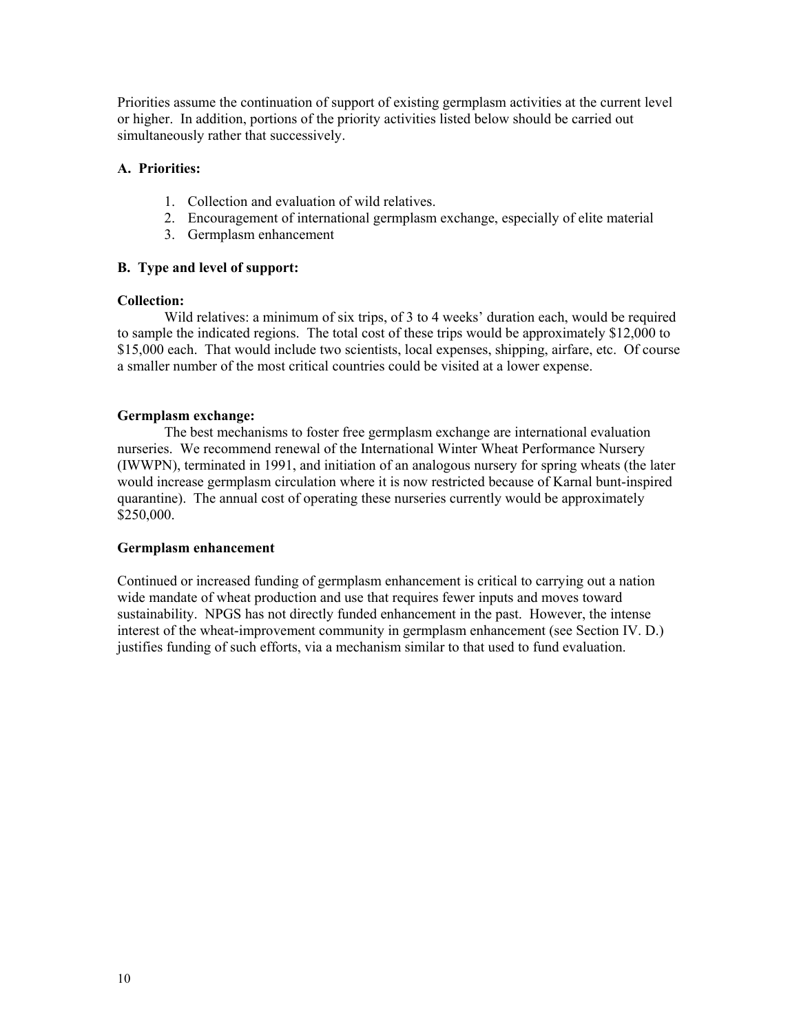Priorities assume the continuation of support of existing germplasm activities at the current level or higher. In addition, portions of the priority activities listed below should be carried out simultaneously rather that successively.

**A. Priorities:**

1. Collection and evaluation of wild relatives.
2. Encouragement of international germplasm exchange, especially of elite material
3. Germplasm enhancement

**B. Type and level of support:**

**Collection:**

Wild relatives: a minimum of six trips, of 3 to 4 weeks' duration each, would be required to sample the indicated regions. The total cost of these trips would be approximately $12,000 to $15,000 each. That would include two scientists, local expenses, shipping, airfare, etc. Of course a smaller number of the most critical countries could be visited at a lower expense.

**Germplasm exchange:**

The best mechanisms to foster free germplasm exchange are international evaluation nurseries. We recommend renewal of the International Winter Wheat Performance Nursery (IWWPN), terminated in 1991, and initiation of an analogous nursery for spring wheats (the later would increase germplasm circulation where it is now restricted because of Karnal bunt-inspired quarantine). The annual cost of operating these nurseries currently would be approximately $250,000.

**Germplasm enhancement**

Continued or increased funding of germplasm enhancement is critical to carrying out a nation wide mandate of wheat production and use that requires fewer inputs and moves toward sustainability. NPGS has not directly funded enhancement in the past. However, the intense interest of the wheat-improvement community in germplasm enhancement (see Section IV. D.) justifies funding of such efforts, via a mechanism similar to that used to fund evaluation.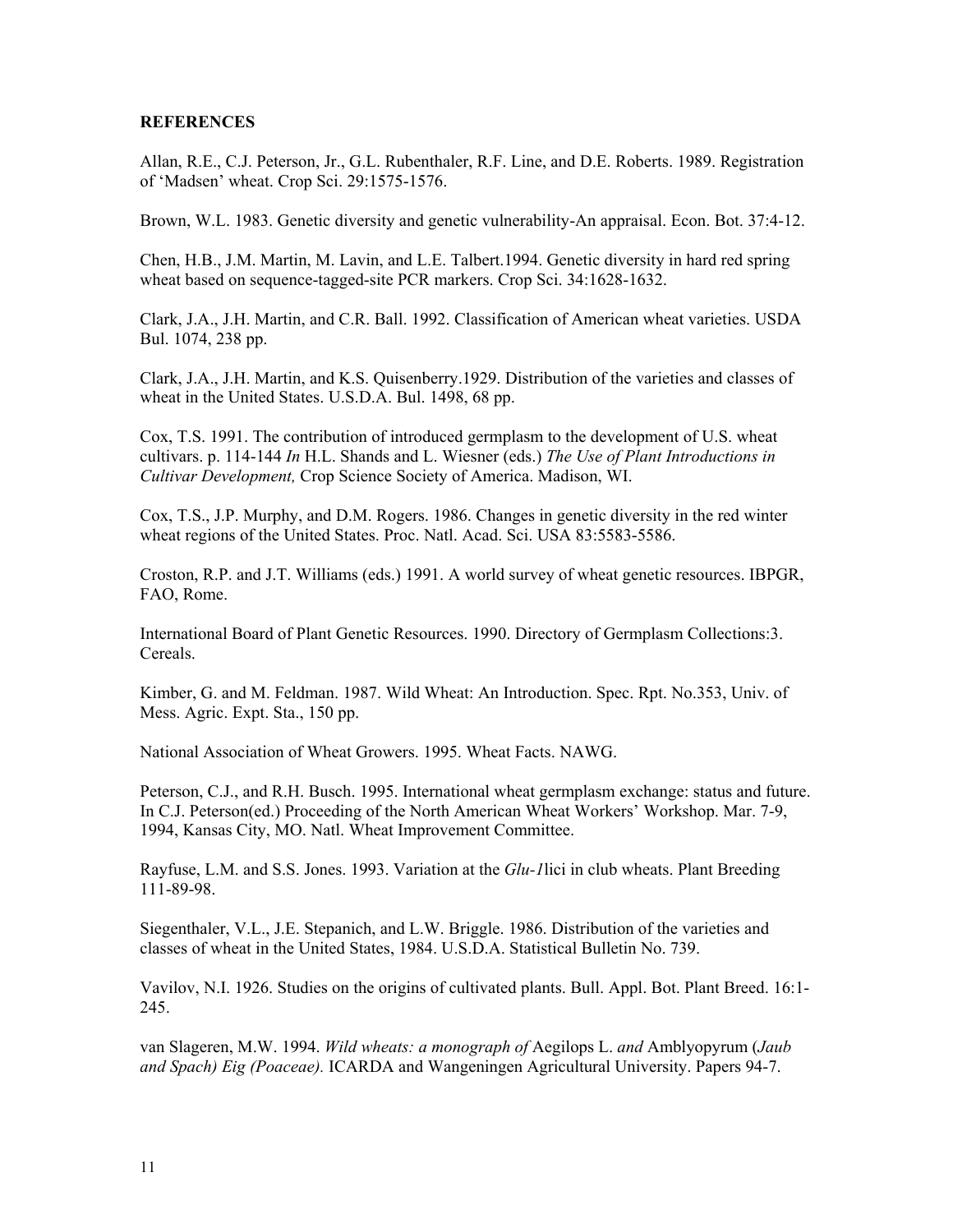**REFERENCES**

Allan, R.E., C.J. Peterson, Jr., G.L. Rubenthaler, R.F. Line, and D.E. Roberts. 1989. Registration of 'Madsen' wheat. Crop Sci. 29:1575-1576.

Brown, W.L. 1983. Genetic diversity and genetic vulnerability-An appraisal. Econ. Bot. 37:4-12.

Chen, H.B., J.M. Martin, M. Lavin, and L.E. Talbert.1994. Genetic diversity in hard red spring wheat based on sequence-tagged-site PCR markers. Crop Sci. 34:1628-1632.

Clark, J.A., J.H. Martin, and C.R. Ball. 1992. Classification of American wheat varieties. USDA Bul. 1074, 238 pp.

Clark, J.A., J.H. Martin, and K.S. Quisenberry.1929. Distribution of the varieties and classes of wheat in the United States. U.S.D.A. Bul. 1498, 68 pp.

Cox, T.S. 1991. The contribution of introduced germplasm to the development of U.S. wheat cultivars. p. 114-144 *In* H.L. Shands and L. Wiesner (eds.) *The Use of Plant Introductions in Cultivar Development,* Crop Science Society of America. Madison, WI.

Cox, T.S., J.P. Murphy, and D.M. Rogers. 1986. Changes in genetic diversity in the red winter wheat regions of the United States. Proc. Natl. Acad. Sci. USA 83:5583-5586.

Croston, R.P. and J.T. Williams (eds.) 1991. A world survey of wheat genetic resources. IBPGR, FAO, Rome.

International Board of Plant Genetic Resources. 1990. Directory of Germplasm Collections:3. Cereals.

Kimber, G. and M. Feldman. 1987. Wild Wheat: An Introduction. Spec. Rpt. No.353, Univ. of Mess. Agric. Expt. Sta., 150 pp.

National Association of Wheat Growers. 1995. Wheat Facts. NAWG.

Peterson, C.J., and R.H. Busch. 1995. International wheat germplasm exchange: status and future. In C.J. Peterson(ed.) Proceeding of the North American Wheat Workers' Workshop. Mar. 7-9, 1994, Kansas City, MO. Natl. Wheat Improvement Committee.

Rayfuse, L.M. and S.S. Jones. 1993. Variation at the *Glu-1*lici in club wheats. Plant Breeding 111-89-98.

Siegenthaler, V.L., J.E. Stepanich, and L.W. Briggle. 1986. Distribution of the varieties and classes of wheat in the United States, 1984. U.S.D.A. Statistical Bulletin No. 739.

Vavilov, N.I. 1926. Studies on the origins of cultivated plants. Bull. Appl. Bot. Plant Breed. 16:1-245.

van Slageren, M.W. 1994. *Wild wheats: a monograph of* Aegilops L. *and* Amblyopyrum (*Jaub and Spach) Eig (Poaceae).* ICARDA and Wangeningen Agricultural University. Papers 94-7.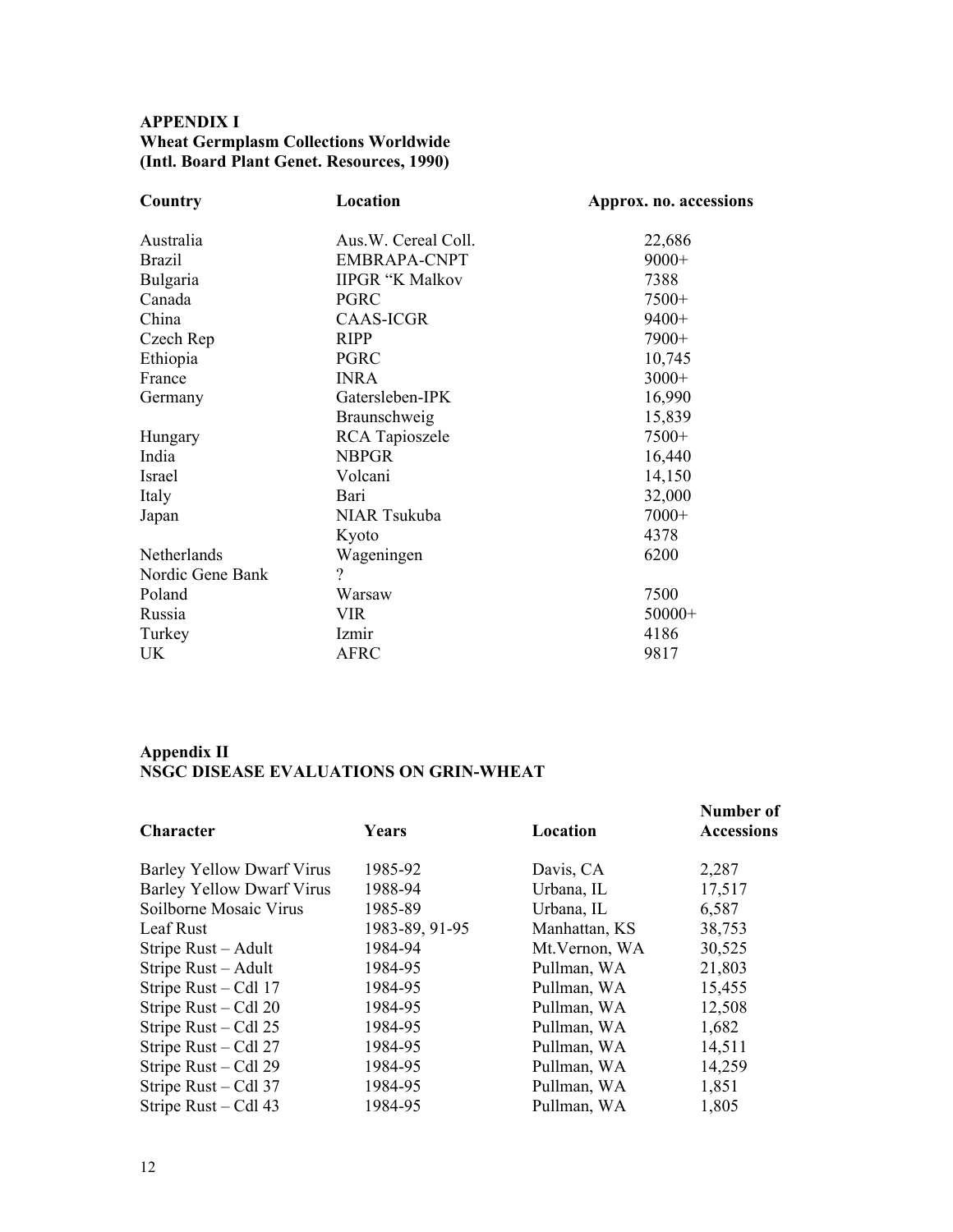## APPENDIX I
## Wheat Germplasm Collections Worldwide
## (Intl. Board Plant Genet. Resources, 1990)

| Country | Location | Approx. no. accessions |
|---|---|---|
| Australia | Aus.W. Cereal Coll. | 22,686 |
| Brazil | EMBRAPA-CNPT | 9000+ |
| Bulgaria | IIPGR "K Malkov | 7388 |
| Canada | PGRC | 7500+ |
| China | CAAS-ICGR | 9400+ |
| Czech Rep | RIPP | 7900+ |
| Ethiopia | PGRC | 10,745 |
| France | INRA | 3000+ |
| Germany | Gatersleben-IPK | 16,990 |
| | Braunschweig | 15,839 |
| Hungary | RCA Tapioszele | 7500+ |
| India | NBPGR | 16,440 |
| Israel | Volcani | 14,150 |
| Italy | Bari | 32,000 |
| Japan | NIAR Tsukuba | 7000+ |
| | Kyoto | 4378 |
| Netherlands | Wageningen | 6200 |
| Nordic Gene Bank | ? | |
| Poland | Warsaw | 7500 |
| Russia | VIR | 50000+ |
| Turkey | Izmir | 4186 |
| UK | AFRC | 9817 |

## Appendix II
## NSGC DISEASE EVALUATIONS ON GRIN-WHEAT

| Character | Years | Location | Number of Accessions |
|---|---|---|---|
| Barley Yellow Dwarf Virus | 1985-92 | Davis, CA | 2,287 |
| Barley Yellow Dwarf Virus | 1988-94 | Urbana, IL | 17,517 |
| Soilborne Mosaic Virus | 1985-89 | Urbana, IL | 6,587 |
| Leaf Rust | 1983-89, 91-95 | Manhattan, KS | 38,753 |
| Stripe Rust – Adult | 1984-94 | Mt.Vernon, WA | 30,525 |
| Stripe Rust – Adult | 1984-95 | Pullman, WA | 21,803 |
| Stripe Rust – Cdl 17 | 1984-95 | Pullman, WA | 15,455 |
| Stripe Rust – Cdl 20 | 1984-95 | Pullman, WA | 12,508 |
| Stripe Rust – Cdl 25 | 1984-95 | Pullman, WA | 1,682 |
| Stripe Rust – Cdl 27 | 1984-95 | Pullman, WA | 14,511 |
| Stripe Rust – Cdl 29 | 1984-95 | Pullman, WA | 14,259 |
| Stripe Rust – Cdl 37 | 1984-95 | Pullman, WA | 1,851 |
| Stripe Rust – Cdl 43 | 1984-95 | Pullman, WA | 1,805 |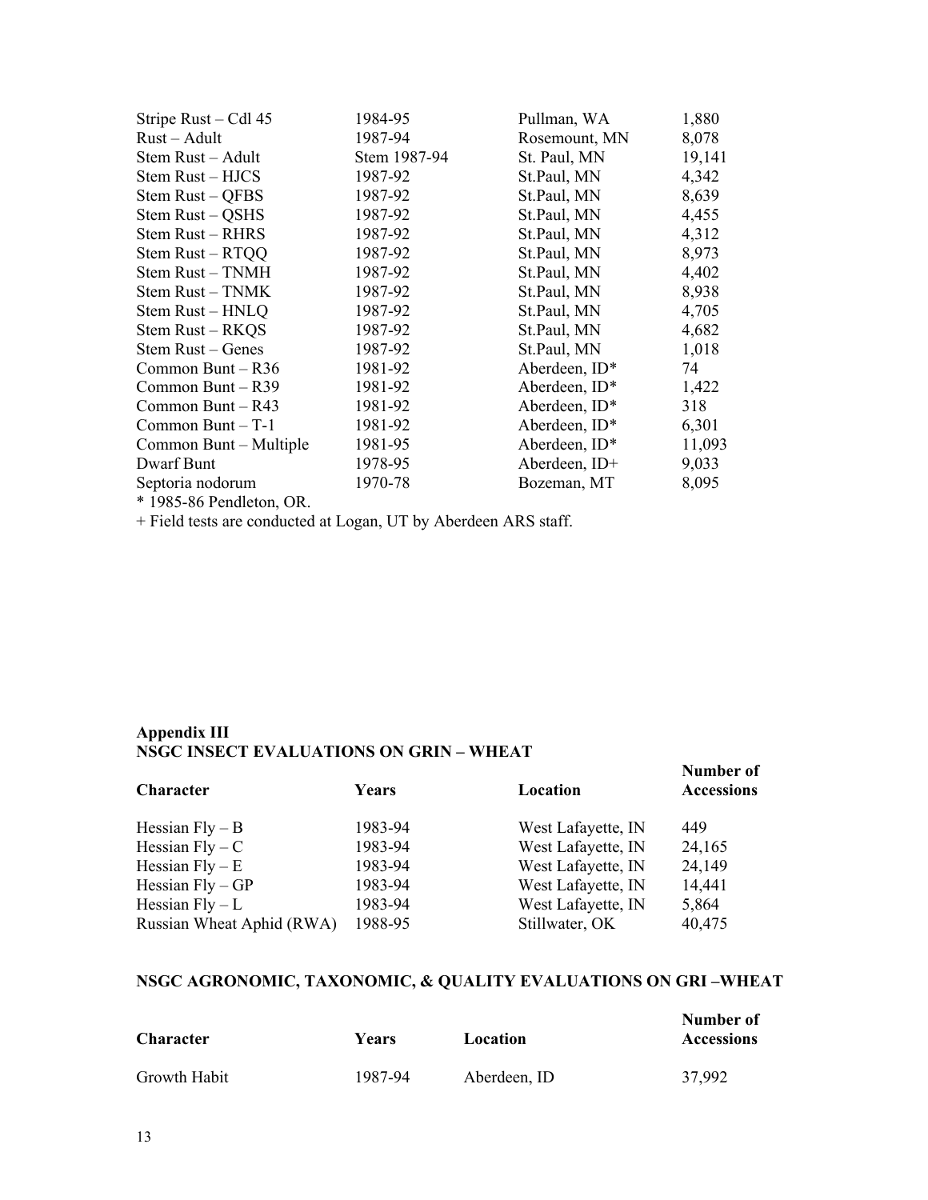| | | | |
|---|---|---|---|
| Stripe Rust – Cdl 45 | 1984-95 | Pullman, WA | 1,880 |
| Rust – Adult | 1987-94 | Rosemount, MN | 8,078 |
| Stem Rust – Adult | Stem 1987-94 | St. Paul, MN | 19,141 |
| Stem Rust – HJCS | 1987-92 | St.Paul, MN | 4,342 |
| Stem Rust – QFBS | 1987-92 | St.Paul, MN | 8,639 |
| Stem Rust – QSHS | 1987-92 | St.Paul, MN | 4,455 |
| Stem Rust – RHRS | 1987-92 | St.Paul, MN | 4,312 |
| Stem Rust – RTQQ | 1987-92 | St.Paul, MN | 8,973 |
| Stem Rust – TNMH | 1987-92 | St.Paul, MN | 4,402 |
| Stem Rust – TNMK | 1987-92 | St.Paul, MN | 8,938 |
| Stem Rust – HNLQ | 1987-92 | St.Paul, MN | 4,705 |
| Stem Rust – RKQS | 1987-92 | St.Paul, MN | 4,682 |
| Stem Rust – Genes | 1987-92 | St.Paul, MN | 1,018 |
| Common Bunt – R36 | 1981-92 | Aberdeen, ID* | 74 |
| Common Bunt – R39 | 1981-92 | Aberdeen, ID* | 1,422 |
| Common Bunt – R43 | 1981-92 | Aberdeen, ID* | 318 |
| Common Bunt – T-1 | 1981-92 | Aberdeen, ID* | 6,301 |
| Common Bunt – Multiple | 1981-95 | Aberdeen, ID* | 11,093 |
| Dwarf Bunt | 1978-95 | Aberdeen, ID+ | 9,033 |
| Septoria nodorum | 1970-78 | Bozeman, MT | 8,095 |

* 1985-86 Pendleton, OR.

+ Field tests are conducted at Logan, UT by Aberdeen ARS staff.

**Appendix III**
**NSGC INSECT EVALUATIONS ON GRIN – WHEAT**

| **Character** | **Years** | **Location** | **Number of Accessions** |
|---|---|---|---|
| Hessian Fly – B | 1983-94 | West Lafayette, IN | 449 |
| Hessian Fly – C | 1983-94 | West Lafayette, IN | 24,165 |
| Hessian Fly – E | 1983-94 | West Lafayette, IN | 24,149 |
| Hessian Fly – GP | 1983-94 | West Lafayette, IN | 14,441 |
| Hessian Fly – L | 1983-94 | West Lafayette, IN | 5,864 |
| Russian Wheat Aphid (RWA) | 1988-95 | Stillwater, OK | 40,475 |

**NSGC AGRONOMIC, TAXONOMIC, & QUALITY EVALUATIONS ON GRI –WHEAT**

| **Character** | **Years** | **Location** | **Number of Accessions** |
|---|---|---|---|
| Growth Habit | 1987-94 | Aberdeen, ID | 37,992 |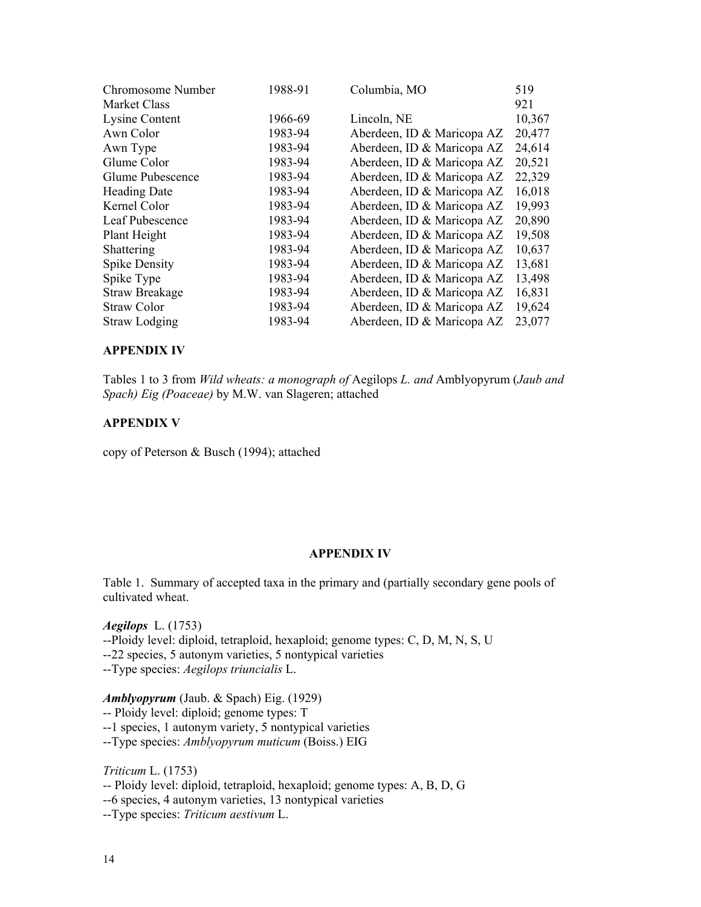| | | | |
|---|---|---|---|
| Chromosome Number | 1988-91 | Columbia, MO | 519 |
| Market Class | | | 921 |
| Lysine Content | 1966-69 | Lincoln, NE | 10,367 |
| Awn Color | 1983-94 | Aberdeen, ID & Maricopa AZ | 20,477 |
| Awn Type | 1983-94 | Aberdeen, ID & Maricopa AZ | 24,614 |
| Glume Color | 1983-94 | Aberdeen, ID & Maricopa AZ | 20,521 |
| Glume Pubescence | 1983-94 | Aberdeen, ID & Maricopa AZ | 22,329 |
| Heading Date | 1983-94 | Aberdeen, ID & Maricopa AZ | 16,018 |
| Kernel Color | 1983-94 | Aberdeen, ID & Maricopa AZ | 19,993 |
| Leaf Pubescence | 1983-94 | Aberdeen, ID & Maricopa AZ | 20,890 |
| Plant Height | 1983-94 | Aberdeen, ID & Maricopa AZ | 19,508 |
| Shattering | 1983-94 | Aberdeen, ID & Maricopa AZ | 10,637 |
| Spike Density | 1983-94 | Aberdeen, ID & Maricopa AZ | 13,681 |
| Spike Type | 1983-94 | Aberdeen, ID & Maricopa AZ | 13,498 |
| Straw Breakage | 1983-94 | Aberdeen, ID & Maricopa AZ | 16,831 |
| Straw Color | 1983-94 | Aberdeen, ID & Maricopa AZ | 19,624 |
| Straw Lodging | 1983-94 | Aberdeen, ID & Maricopa AZ | 23,077 |

## APPENDIX IV

Tables 1 to 3 from *Wild wheats: a monograph of* Aegilops *L. and* Amblyopyrum (*Jaub and Spach) Eig (Poaceae)* by M.W. van Slageren; attached

## APPENDIX V

copy of Peterson & Busch (1994); attached

## APPENDIX IV

Table 1. Summary of accepted taxa in the primary and (partially secondary gene pools of cultivated wheat.

***Aegilops*** L. (1753)
--Ploidy level: diploid, tetraploid, hexaploid; genome types: C, D, M, N, S, U
--22 species, 5 autonym varieties, 5 nontypical varieties
--Type species: *Aegilops triuncialis* L.

***Amblyopyrum*** (Jaub. & Spach) Eig. (1929)
-- Ploidy level: diploid; genome types: T
--1 species, 1 autonym variety, 5 nontypical varieties
--Type species: *Amblyopyrum muticum* (Boiss.) EIG

*Triticum* L. (1753)
-- Ploidy level: diploid, tetraploid, hexaploid; genome types: A, B, D, G
--6 species, 4 autonym varieties, 13 nontypical varieties
--Type species: *Triticum aestivum* L.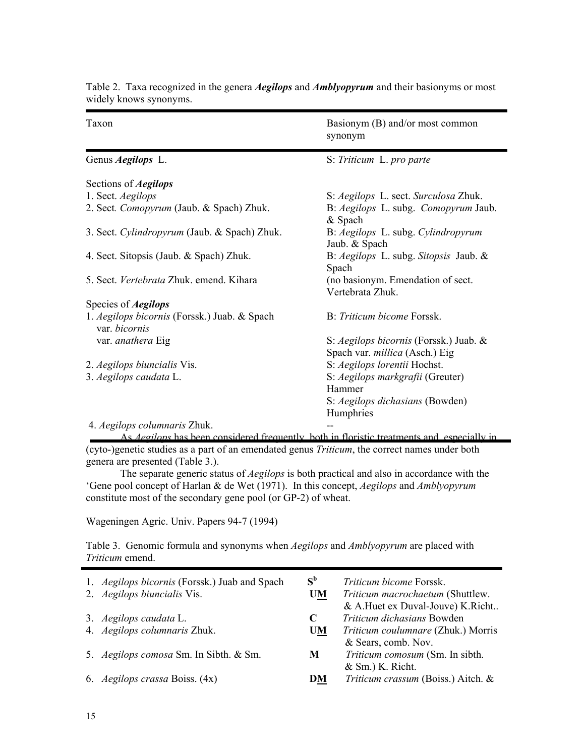Table 2. Taxa recognized in the genera ***Aegilops*** and ***Amblyopyrum*** and their basionyms or most widely knows synonyms.

| Taxon | Basionym (B) and/or most common synonym |
|---|---|
| Genus ***Aegilops*** L. | S: *Triticum* L. *pro parte* |
| Sections of ***Aegilops*** | |
| 1. Sect. *Aegilops* | S: *Aegilops* L. sect. *Surculosa* Zhuk. |
| 2. Sect. *Comopyrum* (Jaub. & Spach) Zhuk. | B: *Aegilops* L. subg. *Comopyrum* Jaub. & Spach |
| 3. Sect. *Cylindropyrum* (Jaub. & Spach) Zhuk. | B: *Aegilops* L. subg. *Cylindropyrum* Jaub. & Spach |
| 4. Sect. Sitopsis (Jaub. & Spach) Zhuk. | B: *Aegilops* L. subg. *Sitopsis* Jaub. & Spach |
| 5. Sect. *Vertebrata* Zhuk. emend. Kihara | (no basionym. Emendation of sect. Vertebrata Zhuk. |
| Species of ***Aegilops*** | |
| 1. *Aegilops bicornis* (Forssk.) Juab. & Spach var. *bicornis* | B: *Triticum bicome* Forssk. |
| var. *anathera* Eig | S: *Aegilops bicornis* (Forssk.) Juab. & Spach var. *millica* (Asch.) Eig |
| 2. *Aegilops biuncialis* Vis. | S: *Aegilops lorentii* Hochst. |
| 3. *Aegilops caudata* L. | S: *Aegilops markgrafii* (Greuter) Hammer<br>S: *Aegilops dichasians* (Bowden) Humphries |
| 4. *Aegilops columnaris* Zhuk. | -- |

As *Aegilops* has been considered frequently, both in floristic treatments and, especially in (cyto-)genetic studies as a part of an emendated genus *Triticum*, the correct names under both genera are presented (Table 3.).

The separate generic status of *Aegilops* is both practical and also in accordance with the 'Gene pool concept of Harlan & de Wet (1971). In this concept, *Aegilops* and *Amblyopyrum* constitute most of the secondary gene pool (or GP-2) of wheat.

Wageningen Agric. Univ. Papers 94-7 (1994)

Table 3. Genomic formula and synonyms when *Aegilops* and *Amblyopyrum* are placed with *Triticum* emend.

| | Genome | Synonym |
|---|---|---|
| 1. *Aegilops bicornis* (Forssk.) Juab and Spach | **S^b** | *Triticum bicome* Forssk. |
| 2. *Aegilops biuncialis* Vis. | **U<u>M</u>** | *Triticum macrochaetum* (Shuttlew. & A.Huet ex Duval-Jouve) K.Richt.. |
| 3. *Aegilops caudata* L. | **C** | *Triticum dichasians* Bowden |
| 4. *Aegilops columnaris* Zhuk. | **U<u>M</u>** | *Triticum coulumnare* (Zhuk.) Morris & Sears, comb. Nov. |
| 5. *Aegilops comosa* Sm. In Sibth. & Sm. | **M** | *Triticum comosum* (Sm. In sibth. & Sm.) K. Richt. |
| 6. *Aegilops crassa* Boiss. (4x) | **D<u>M</u>** | *Triticum crassum* (Boiss.) Aitch. & |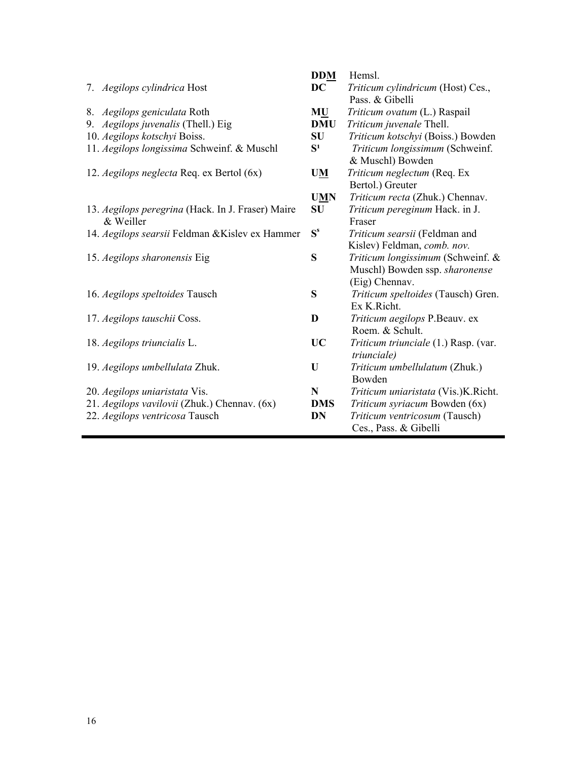| | | |
|---|---|---|
| | **DD<u>M</u>** | Hemsl. |
| 7. *Aegilops cylindrica* Host | **DC** | *Triticum cylindricum* (Host) Ces., Pass. & Gibelli |
| 8. *Aegilops geniculata* Roth | **M<u>U</u>** | *Triticum ovatum* (L.) Raspail |
| 9. *Aegilops juvenalis* (Thell.) Eig | **DMU** | *Triticum juvenale* Thell. |
| 10. *Aegilops kotschyi* Boiss. | **SU** | *Triticum kotschyi* (Boiss.) Bowden |
| 11. *Aegilops longissima* Schweinf. & Muschl | **S**[l] | *Triticum longissimum* (Schweinf. & Muschl) Bowden |
| 12. *Aegilops neglecta* Req. ex Bertol (6x) | **U<u>M</u>** | *Triticum neglectum* (Req. Ex Bertol.) Greuter |
| | **U<u>M</u>N** | *Triticum recta* (Zhuk.) Chennav. |
| 13. *Aegilops peregrina* (Hack. In J. Fraser) Maire & Weiller | **SU** | *Triticum pereginum* Hack. in J. Fraser |
| 14. *Aegilops searsii* Feldman &Kislev ex Hammer | **S**[s] | *Triticum searsii* (Feldman and Kislev) Feldman, *comb. nov.* |
| 15. *Aegilops sharonensis* Eig | **S** | *Triticum longissimum* (Schweinf. & Muschl) Bowden ssp. *sharonense* (Eig) Chennav. |
| 16. *Aegilops speltoides* Tausch | **S** | *Triticum speltoides* (Tausch) Gren. Ex K.Richt. |
| 17. *Aegilops tauschii* Coss. | **D** | *Triticum aegilops* P.Beauv. ex Roem. & Schult. |
| 18. *Aegilops triuncialis* L. | **UC** | *Triticum triunciale* (1.) Rasp. (var. *triunciale)* |
| 19. *Aegilops umbellulata* Zhuk. | **U** | *Triticum umbellulatum* (Zhuk.) Bowden |
| 20. *Aegilops uniaristata* Vis. | **N** | *Triticum uniaristata* (Vis.)K.Richt. |
| 21. *Aegilops vavilovii* (Zhuk.) Chennav. (6x) | **DMS** | *Triticum syriacum* Bowden (6x) |
| 22. *Aegilops ventricosa* Tausch | **DN** | *Triticum ventricosum* (Tausch) Ces., Pass. & Gibelli |